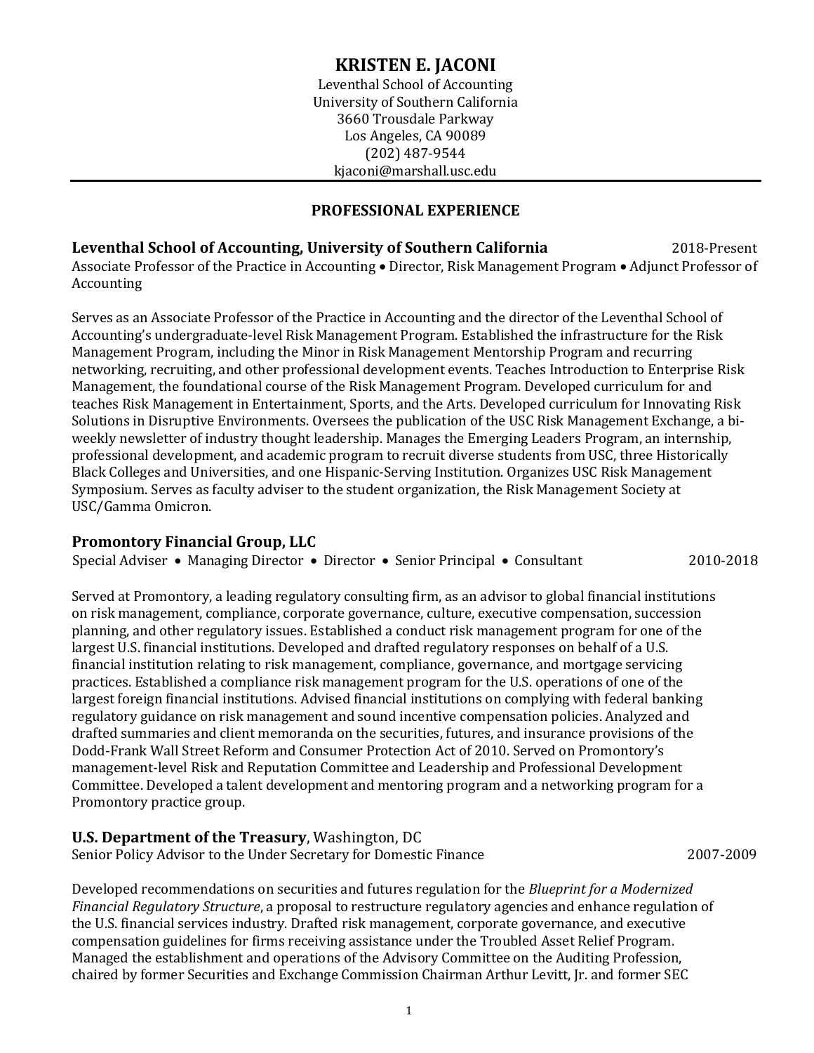# KRISTEN E. JACONI

Leventhal School of Accounting
University of Southern California
3660 Trousdale Parkway
Los Angeles, CA 90089
(202) 487-9544
kjaconi@marshall.usc.edu

---

## PROFESSIONAL EXPERIENCE

**Leventhal School of Accounting, University of Southern California** 2018-Present
Associate Professor of the Practice in Accounting • Director, Risk Management Program • Adjunct Professor of Accounting

Serves as an Associate Professor of the Practice in Accounting and the director of the Leventhal School of Accounting's undergraduate-level Risk Management Program. Established the infrastructure for the Risk Management Program, including the Minor in Risk Management Mentorship Program and recurring networking, recruiting, and other professional development events. Teaches Introduction to Enterprise Risk Management, the foundational course of the Risk Management Program. Developed curriculum for and teaches Risk Management in Entertainment, Sports, and the Arts. Developed curriculum for Innovating Risk Solutions in Disruptive Environments. Oversees the publication of the USC Risk Management Exchange, a bi-weekly newsletter of industry thought leadership. Manages the Emerging Leaders Program, an internship, professional development, and academic program to recruit diverse students from USC, three Historically Black Colleges and Universities, and one Hispanic-Serving Institution. Organizes USC Risk Management Symposium. Serves as faculty adviser to the student organization, the Risk Management Society at USC/Gamma Omicron.

**Promontory Financial Group, LLC**
Special Adviser • Managing Director • Director • Senior Principal • Consultant 2010-2018

Served at Promontory, a leading regulatory consulting firm, as an advisor to global financial institutions on risk management, compliance, corporate governance, culture, executive compensation, succession planning, and other regulatory issues. Established a conduct risk management program for one of the largest U.S. financial institutions. Developed and drafted regulatory responses on behalf of a U.S. financial institution relating to risk management, compliance, governance, and mortgage servicing practices. Established a compliance risk management program for the U.S. operations of one of the largest foreign financial institutions. Advised financial institutions on complying with federal banking regulatory guidance on risk management and sound incentive compensation policies. Analyzed and drafted summaries and client memoranda on the securities, futures, and insurance provisions of the Dodd-Frank Wall Street Reform and Consumer Protection Act of 2010. Served on Promontory's management-level Risk and Reputation Committee and Leadership and Professional Development Committee. Developed a talent development and mentoring program and a networking program for a Promontory practice group.

**U.S. Department of the Treasury**, Washington, DC
Senior Policy Advisor to the Under Secretary for Domestic Finance 2007-2009

Developed recommendations on securities and futures regulation for the *Blueprint for a Modernized Financial Regulatory Structure*, a proposal to restructure regulatory agencies and enhance regulation of the U.S. financial services industry. Drafted risk management, corporate governance, and executive compensation guidelines for firms receiving assistance under the Troubled Asset Relief Program. Managed the establishment and operations of the Advisory Committee on the Auditing Profession, chaired by former Securities and Exchange Commission Chairman Arthur Levitt, Jr. and former SEC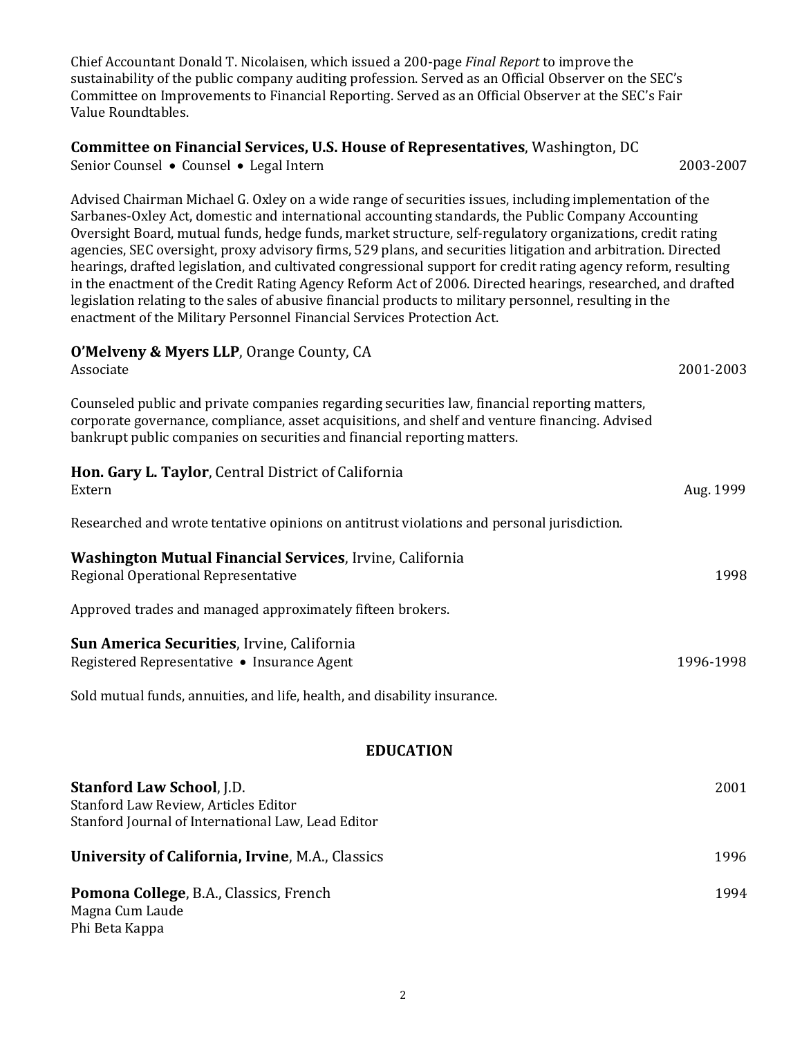Chief Accountant Donald T. Nicolaisen, which issued a 200-page *Final Report* to improve the sustainability of the public company auditing profession. Served as an Official Observer on the SEC's Committee on Improvements to Financial Reporting. Served as an Official Observer at the SEC's Fair Value Roundtables.

**Committee on Financial Services, U.S. House of Representatives**, Washington, DC
Senior Counsel • Counsel • Legal Intern — 2003-2007

Advised Chairman Michael G. Oxley on a wide range of securities issues, including implementation of the Sarbanes-Oxley Act, domestic and international accounting standards, the Public Company Accounting Oversight Board, mutual funds, hedge funds, market structure, self-regulatory organizations, credit rating agencies, SEC oversight, proxy advisory firms, 529 plans, and securities litigation and arbitration. Directed hearings, drafted legislation, and cultivated congressional support for credit rating agency reform, resulting in the enactment of the Credit Rating Agency Reform Act of 2006. Directed hearings, researched, and drafted legislation relating to the sales of abusive financial products to military personnel, resulting in the enactment of the Military Personnel Financial Services Protection Act.

**O'Melveny & Myers LLP**, Orange County, CA
Associate — 2001-2003

Counseled public and private companies regarding securities law, financial reporting matters, corporate governance, compliance, asset acquisitions, and shelf and venture financing. Advised bankrupt public companies on securities and financial reporting matters.

**Hon. Gary L. Taylor**, Central District of California
Extern — Aug. 1999

Researched and wrote tentative opinions on antitrust violations and personal jurisdiction.

**Washington Mutual Financial Services**, Irvine, California
Regional Operational Representative — 1998

Approved trades and managed approximately fifteen brokers.

**Sun America Securities**, Irvine, California
Registered Representative • Insurance Agent — 1996-1998

Sold mutual funds, annuities, and life, health, and disability insurance.

## EDUCATION

**Stanford Law School**, J.D. — 2001
Stanford Law Review, Articles Editor
Stanford Journal of International Law, Lead Editor

**University of California, Irvine**, M.A., Classics — 1996

**Pomona College**, B.A., Classics, French — 1994
Magna Cum Laude
Phi Beta Kappa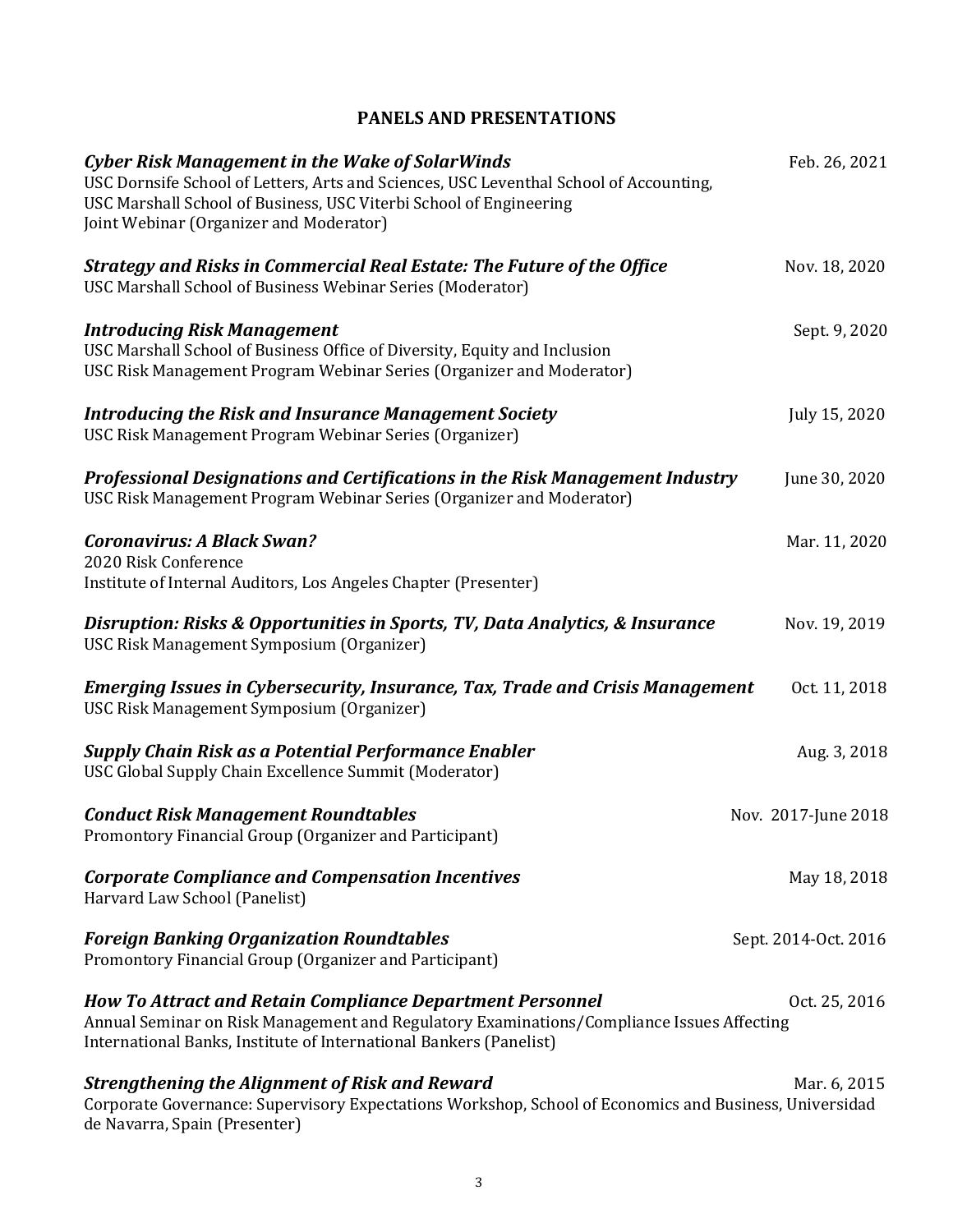## PANELS AND PRESENTATIONS

***Cyber Risk Management in the Wake of SolarWinds*** — Feb. 26, 2021
USC Dornsife School of Letters, Arts and Sciences, USC Leventhal School of Accounting, USC Marshall School of Business, USC Viterbi School of Engineering
Joint Webinar (Organizer and Moderator)

***Strategy and Risks in Commercial Real Estate: The Future of the Office*** — Nov. 18, 2020
USC Marshall School of Business Webinar Series (Moderator)

***Introducing Risk Management*** — Sept. 9, 2020
USC Marshall School of Business Office of Diversity, Equity and Inclusion
USC Risk Management Program Webinar Series (Organizer and Moderator)

***Introducing the Risk and Insurance Management Society*** — July 15, 2020
USC Risk Management Program Webinar Series (Organizer)

***Professional Designations and Certifications in the Risk Management Industry*** — June 30, 2020
USC Risk Management Program Webinar Series (Organizer and Moderator)

***Coronavirus: A Black Swan?*** — Mar. 11, 2020
2020 Risk Conference
Institute of Internal Auditors, Los Angeles Chapter (Presenter)

***Disruption: Risks & Opportunities in Sports, TV, Data Analytics, & Insurance*** — Nov. 19, 2019
USC Risk Management Symposium (Organizer)

***Emerging Issues in Cybersecurity, Insurance, Tax, Trade and Crisis Management*** — Oct. 11, 2018
USC Risk Management Symposium (Organizer)

***Supply Chain Risk as a Potential Performance Enabler*** — Aug. 3, 2018
USC Global Supply Chain Excellence Summit (Moderator)

***Conduct Risk Management Roundtables*** — Nov. 2017-June 2018
Promontory Financial Group (Organizer and Participant)

***Corporate Compliance and Compensation Incentives*** — May 18, 2018
Harvard Law School (Panelist)

***Foreign Banking Organization Roundtables*** — Sept. 2014-Oct. 2016
Promontory Financial Group (Organizer and Participant)

***How To Attract and Retain Compliance Department Personnel*** — Oct. 25, 2016
Annual Seminar on Risk Management and Regulatory Examinations/Compliance Issues Affecting International Banks, Institute of International Bankers (Panelist)

***Strengthening the Alignment of Risk and Reward*** — Mar. 6, 2015
Corporate Governance: Supervisory Expectations Workshop, School of Economics and Business, Universidad de Navarra, Spain (Presenter)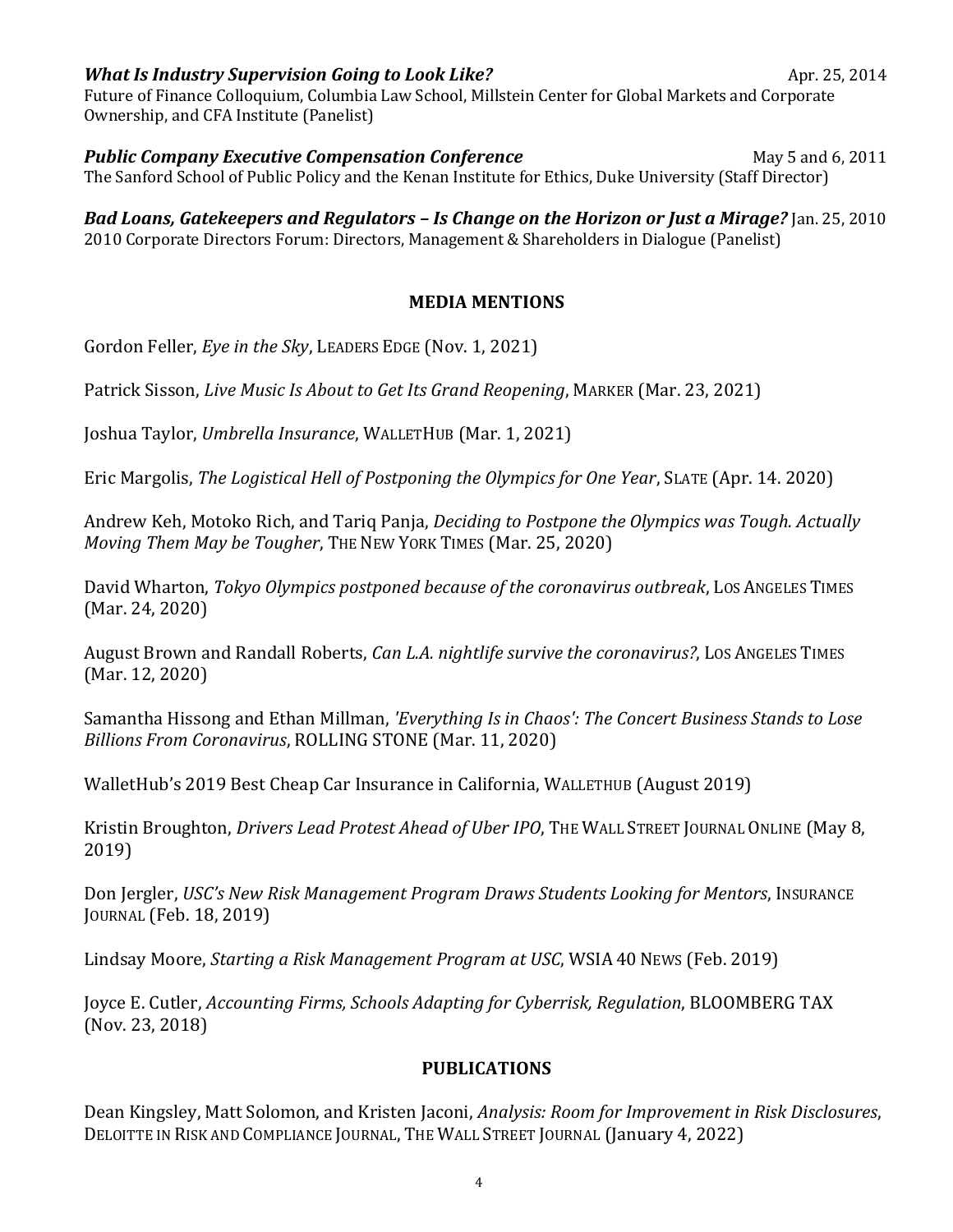***What Is Industry Supervision Going to Look Like?*** Apr. 25, 2014
Future of Finance Colloquium, Columbia Law School, Millstein Center for Global Markets and Corporate Ownership, and CFA Institute (Panelist)

***Public Company Executive Compensation Conference*** May 5 and 6, 2011
The Sanford School of Public Policy and the Kenan Institute for Ethics, Duke University (Staff Director)

***Bad Loans, Gatekeepers and Regulators – Is Change on the Horizon or Just a Mirage?*** Jan. 25, 2010
2010 Corporate Directors Forum: Directors, Management & Shareholders in Dialogue (Panelist)

## MEDIA MENTIONS

Gordon Feller, *Eye in the Sky*, LEADERS EDGE (Nov. 1, 2021)

Patrick Sisson, *Live Music Is About to Get Its Grand Reopening*, MARKER (Mar. 23, 2021)

Joshua Taylor, *Umbrella Insurance*, WALLETHUB (Mar. 1, 2021)

Eric Margolis, *The Logistical Hell of Postponing the Olympics for One Year*, SLATE (Apr. 14. 2020)

Andrew Keh, Motoko Rich, and Tariq Panja, *Deciding to Postpone the Olympics was Tough. Actually Moving Them May be Tougher*, THE NEW YORK TIMES (Mar. 25, 2020)

David Wharton, *Tokyo Olympics postponed because of the coronavirus outbreak*, LOS ANGELES TIMES (Mar. 24, 2020)

August Brown and Randall Roberts, *Can L.A. nightlife survive the coronavirus?*, LOS ANGELES TIMES (Mar. 12, 2020)

Samantha Hissong and Ethan Millman, *'Everything Is in Chaos': The Concert Business Stands to Lose Billions From Coronavirus*, ROLLING STONE (Mar. 11, 2020)

WalletHub's 2019 Best Cheap Car Insurance in California, WALLETHUB (August 2019)

Kristin Broughton, *Drivers Lead Protest Ahead of Uber IPO*, THE WALL STREET JOURNAL ONLINE (May 8, 2019)

Don Jergler, *USC's New Risk Management Program Draws Students Looking for Mentors*, INSURANCE JOURNAL (Feb. 18, 2019)

Lindsay Moore, *Starting a Risk Management Program at USC*, WSIA 40 NEWS (Feb. 2019)

Joyce E. Cutler, *Accounting Firms, Schools Adapting for Cyberrisk, Regulation*, BLOOMBERG TAX (Nov. 23, 2018)

## PUBLICATIONS

Dean Kingsley, Matt Solomon, and Kristen Jaconi, *Analysis: Room for Improvement in Risk Disclosures*, DELOITTE IN RISK AND COMPLIANCE JOURNAL, THE WALL STREET JOURNAL (January 4, 2022)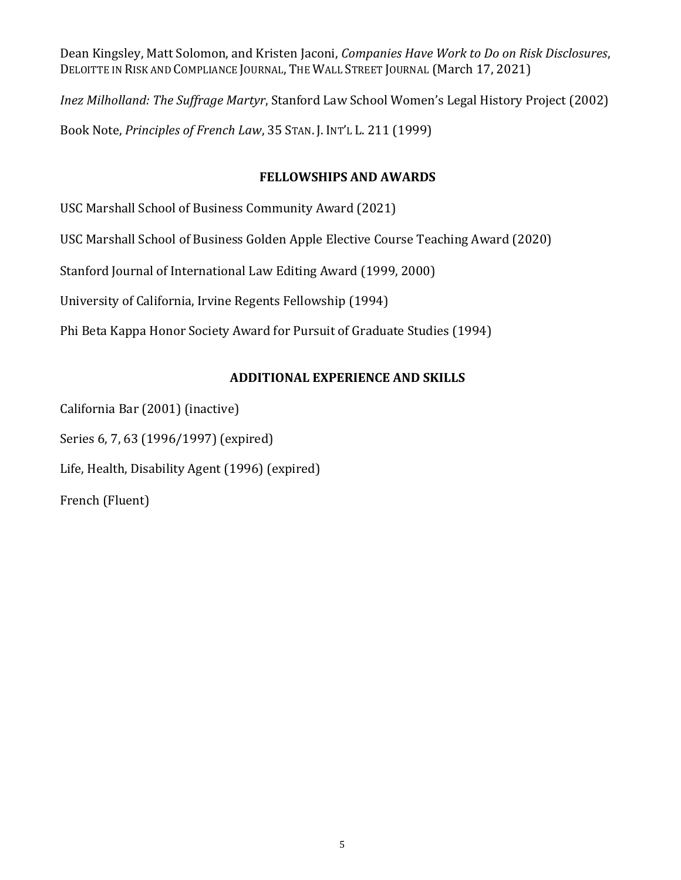Dean Kingsley, Matt Solomon, and Kristen Jaconi, *Companies Have Work to Do on Risk Disclosures*, DELOITTE IN RISK AND COMPLIANCE JOURNAL, THE WALL STREET JOURNAL (March 17, 2021)

*Inez Milholland: The Suffrage Martyr*, Stanford Law School Women's Legal History Project (2002)

Book Note, *Principles of French Law*, 35 STAN. J. INT'L L. 211 (1999)

## FELLOWSHIPS AND AWARDS

USC Marshall School of Business Community Award (2021)

USC Marshall School of Business Golden Apple Elective Course Teaching Award (2020)

Stanford Journal of International Law Editing Award (1999, 2000)

University of California, Irvine Regents Fellowship (1994)

Phi Beta Kappa Honor Society Award for Pursuit of Graduate Studies (1994)

## ADDITIONAL EXPERIENCE AND SKILLS

California Bar (2001) (inactive)

Series 6, 7, 63 (1996/1997) (expired)

Life, Health, Disability Agent (1996) (expired)

French (Fluent)